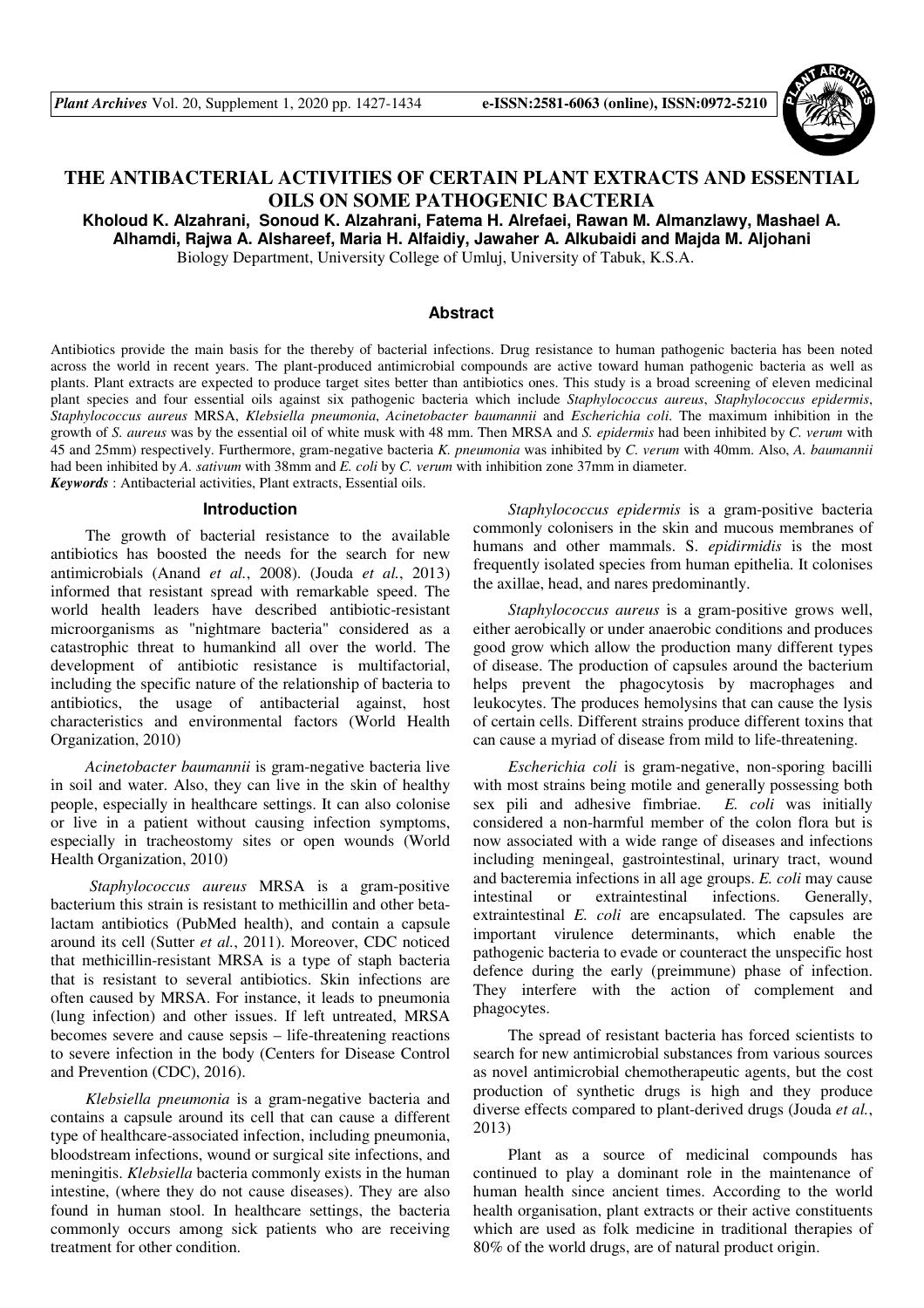# THE ANTIBACTERIAL ACTIVITIES OF CERTAIN PLANT EXTRACTS AND ESSENTIAL OILS ON SOME PATHOGENIC BACTERIA

**Kholoud K. Alzahrani, Sonoud K. Alzahrani, Fatema H. Alrefaei, Rawan M. Almanzlawy, Mashael A. Alhamdi, Rajwa A. Alshareef, Maria H. Alfaidiy, Jawaher A. Alkubaidi and Majda M. Aljohani**

Biology Department, University College of Umluj, University of Tabuk, K.S.A.

## Abstract

Antibiotics provide the main basis for the thereby of bacterial infections. Drug resistance to human pathogenic bacteria has been noted across the world in recent years. The plant-produced antimicrobial compounds are active toward human pathogenic bacteria as well as plants. Plant extracts are expected to produce target sites better than antibiotics ones. This study is a broad screening of eleven medicinal plant species and four essential oils against six pathogenic bacteria which include *Staphylococcus aureus*, *Staphylococcus epidermis*, *Staphylococcus aureus* MRSA, *Klebsiella pneumonia*, *Acinetobacter baumannii* and *Escherichia coli*. The maximum inhibition in the growth of *S. aureus* was by the essential oil of white musk with 48 mm. Then MRSA and *S. epidermis* had been inhibited by *C. verum* with 45 and 25mm) respectively. Furthermore, gram-negative bacteria *K. pneumonia* was inhibited by *C. verum* with 40mm. Also, *A. baumannii* had been inhibited by *A. sativum* with 38mm and *E. coli* by *C. verum* with inhibition zone 37mm in diameter.

***Keywords*** : Antibacterial activities, Plant extracts, Essential oils.

## Introduction

The growth of bacterial resistance to the available antibiotics has boosted the needs for the search for new antimicrobials (Anand *et al.*, 2008). (Jouda *et al.*, 2013) informed that resistant spread with remarkable speed. The world health leaders have described antibiotic-resistant microorganisms as "nightmare bacteria" considered as a catastrophic threat to humankind all over the world. The development of antibiotic resistance is multifactorial, including the specific nature of the relationship of bacteria to antibiotics, the usage of antibacterial against, host characteristics and environmental factors (World Health Organization, 2010)

*Acinetobacter baumannii* is gram-negative bacteria live in soil and water. Also, they can live in the skin of healthy people, especially in healthcare settings. It can also colonise or live in a patient without causing infection symptoms, especially in tracheostomy sites or open wounds (World Health Organization, 2010)

*Staphylococcus aureus* MRSA is a gram-positive bacterium this strain is resistant to methicillin and other beta-lactam antibiotics (PubMed health), and contain a capsule around its cell (Sutter *et al.*, 2011). Moreover, CDC noticed that methicillin-resistant MRSA is a type of staph bacteria that is resistant to several antibiotics. Skin infections are often caused by MRSA. For instance, it leads to pneumonia (lung infection) and other issues. If left untreated, MRSA becomes severe and cause sepsis – life-threatening reactions to severe infection in the body (Centers for Disease Control and Prevention (CDC), 2016).

*Klebsiella pneumonia* is a gram-negative bacteria and contains a capsule around its cell that can cause a different type of healthcare-associated infection, including pneumonia, bloodstream infections, wound or surgical site infections, and meningitis. *Klebsiella* bacteria commonly exists in the human intestine, (where they do not cause diseases). They are also found in human stool. In healthcare settings, the bacteria commonly occurs among sick patients who are receiving treatment for other condition.

*Staphylococcus epidermis* is a gram-positive bacteria commonly colonisers in the skin and mucous membranes of humans and other mammals. S. *epidirmidis* is the most frequently isolated species from human epithelia. It colonises the axillae, head, and nares predominantly.

*Staphylococcus aureus* is a gram-positive grows well, either aerobically or under anaerobic conditions and produces good grow which allow the production many different types of disease. The production of capsules around the bacterium helps prevent the phagocytosis by macrophages and leukocytes. The produces hemolysins that can cause the lysis of certain cells. Different strains produce different toxins that can cause a myriad of disease from mild to life-threatening.

*Escherichia coli* is gram-negative, non-sporing bacilli with most strains being motile and generally possessing both sex pili and adhesive fimbriae. *E. coli* was initially considered a non-harmful member of the colon flora but is now associated with a wide range of diseases and infections including meningeal, gastrointestinal, urinary tract, wound and bacteremia infections in all age groups. *E. coli* may cause intestinal or extraintestinal infections. Generally, extraintestinal *E. coli* are encapsulated. The capsules are important virulence determinants, which enable the pathogenic bacteria to evade or counteract the unspecific host defence during the early (preimmune) phase of infection. They interfere with the action of complement and phagocytes.

The spread of resistant bacteria has forced scientists to search for new antimicrobial substances from various sources as novel antimicrobial chemotherapeutic agents, but the cost production of synthetic drugs is high and they produce diverse effects compared to plant-derived drugs (Jouda *et al.*, 2013)

Plant as a source of medicinal compounds has continued to play a dominant role in the maintenance of human health since ancient times. According to the world health organisation, plant extracts or their active constituents which are used as folk medicine in traditional therapies of 80% of the world drugs, are of natural product origin.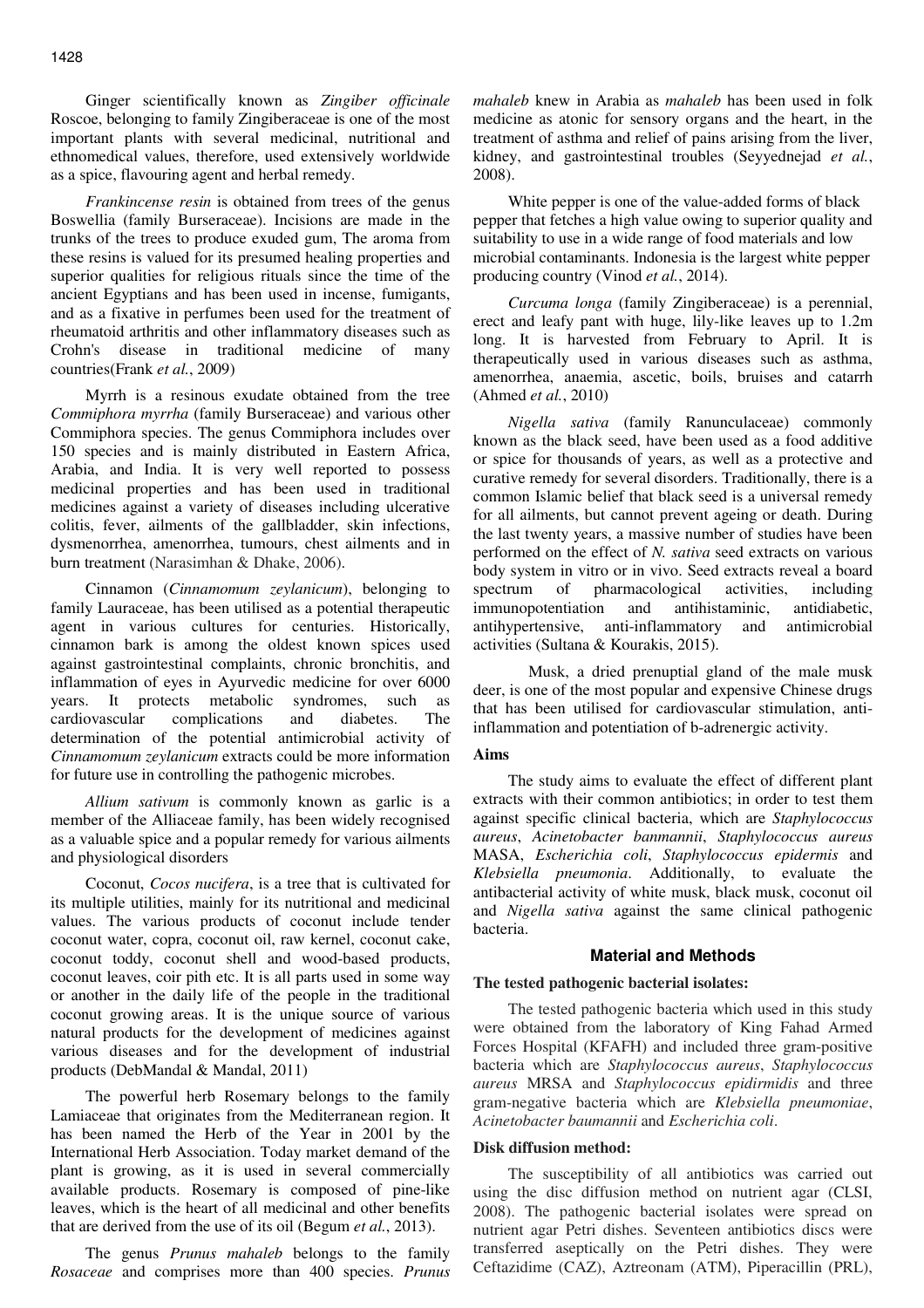Ginger scientifically known as *Zingiber officinale* Roscoe, belonging to family Zingiberaceae is one of the most important plants with several medicinal, nutritional and ethnomedical values, therefore, used extensively worldwide as a spice, flavouring agent and herbal remedy.

*Frankincense resin* is obtained from trees of the genus Boswellia (family Burseraceae). Incisions are made in the trunks of the trees to produce exuded gum, The aroma from these resins is valued for its presumed healing properties and superior qualities for religious rituals since the time of the ancient Egyptians and has been used in incense, fumigants, and as a fixative in perfumes been used for the treatment of rheumatoid arthritis and other inflammatory diseases such as Crohn's disease in traditional medicine of many countries(Frank *et al.*, 2009)

Myrrh is a resinous exudate obtained from the tree *Commiphora myrrha* (family Burseraceae) and various other Commiphora species. The genus Commiphora includes over 150 species and is mainly distributed in Eastern Africa, Arabia, and India. It is very well reported to possess medicinal properties and has been used in traditional medicines against a variety of diseases including ulcerative colitis, fever, ailments of the gallbladder, skin infections, dysmenorrhea, amenorrhea, tumours, chest ailments and in burn treatment (Narasimhan & Dhake, 2006).

Cinnamon (*Cinnamomum zeylanicum*), belonging to family Lauraceae, has been utilised as a potential therapeutic agent in various cultures for centuries. Historically, cinnamon bark is among the oldest known spices used against gastrointestinal complaints, chronic bronchitis, and inflammation of eyes in Ayurvedic medicine for over 6000 years. It protects metabolic syndromes, such as cardiovascular complications and diabetes. The determination of the potential antimicrobial activity of *Cinnamomum zeylanicum* extracts could be more information for future use in controlling the pathogenic microbes.

*Allium sativum* is commonly known as garlic is a member of the Alliaceae family, has been widely recognised as a valuable spice and a popular remedy for various ailments and physiological disorders

Coconut, *Cocos nucifera*, is a tree that is cultivated for its multiple utilities, mainly for its nutritional and medicinal values. The various products of coconut include tender coconut water, copra, coconut oil, raw kernel, coconut cake, coconut toddy, coconut shell and wood-based products, coconut leaves, coir pith etc. It is all parts used in some way or another in the daily life of the people in the traditional coconut growing areas. It is the unique source of various natural products for the development of medicines against various diseases and for the development of industrial products (DebMandal & Mandal, 2011)

The powerful herb Rosemary belongs to the family Lamiaceae that originates from the Mediterranean region. It has been named the Herb of the Year in 2001 by the International Herb Association. Today market demand of the plant is growing, as it is used in several commercially available products. Rosemary is composed of pine-like leaves, which is the heart of all medicinal and other benefits that are derived from the use of its oil (Begum *et al.*, 2013).

The genus *Prunus mahaleb* belongs to the family *Rosaceae* and comprises more than 400 species. *Prunus mahaleb* knew in Arabia as *mahaleb* has been used in folk medicine as atonic for sensory organs and the heart, in the treatment of asthma and relief of pains arising from the liver, kidney, and gastrointestinal troubles (Seyyednejad *et al.*, 2008).

White pepper is one of the value-added forms of black pepper that fetches a high value owing to superior quality and suitability to use in a wide range of food materials and low microbial contaminants. Indonesia is the largest white pepper producing country (Vinod *et al.*, 2014).

*Curcuma longa* (family Zingiberaceae) is a perennial, erect and leafy pant with huge, lily-like leaves up to 1.2m long. It is harvested from February to April. It is therapeutically used in various diseases such as asthma, amenorrhea, anaemia, ascetic, boils, bruises and catarrh (Ahmed *et al.*, 2010)

*Nigella sativa* (family Ranunculaceae) commonly known as the black seed, have been used as a food additive or spice for thousands of years, as well as a protective and curative remedy for several disorders. Traditionally, there is a common Islamic belief that black seed is a universal remedy for all ailments, but cannot prevent ageing or death. During the last twenty years, a massive number of studies have been performed on the effect of *N. sativa* seed extracts on various body system in vitro or in vivo. Seed extracts reveal a board spectrum of pharmacological activities, including immunopotentiation and antihistaminic, antidiabetic, antihypertensive, anti-inflammatory and antimicrobial activities (Sultana & Kourakis, 2015).

Musk, a dried prenuptial gland of the male musk deer, is one of the most popular and expensive Chinese drugs that has been utilised for cardiovascular stimulation, anti-inflammation and potentiation of b-adrenergic activity.

### Aims

The study aims to evaluate the effect of different plant extracts with their common antibiotics; in order to test them against specific clinical bacteria, which are *Staphylococcus aureus*, *Acinetobacter banmannii*, *Staphylococcus aureus* MASA, *Escherichia coli*, *Staphylococcus epidermis* and *Klebsiella pneumonia*. Additionally, to evaluate the antibacterial activity of white musk, black musk, coconut oil and *Nigella sativa* against the same clinical pathogenic bacteria.

## Material and Methods

### The tested pathogenic bacterial isolates:

The tested pathogenic bacteria which used in this study were obtained from the laboratory of King Fahad Armed Forces Hospital (KFAFH) and included three gram-positive bacteria which are *Staphylococcus aureus*, *Staphylococcus aureus* MRSA and *Staphylococcus epidirmidis* and three gram-negative bacteria which are *Klebsiella pneumoniae*, *Acinetobacter baumannii* and *Escherichia coli*.

### Disk diffusion method:

The susceptibility of all antibiotics was carried out using the disc diffusion method on nutrient agar (CLSI, 2008). The pathogenic bacterial isolates were spread on nutrient agar Petri dishes. Seventeen antibiotics discs were transferred aseptically on the Petri dishes. They were Ceftazidime (CAZ), Aztreonam (ATM), Piperacillin (PRL),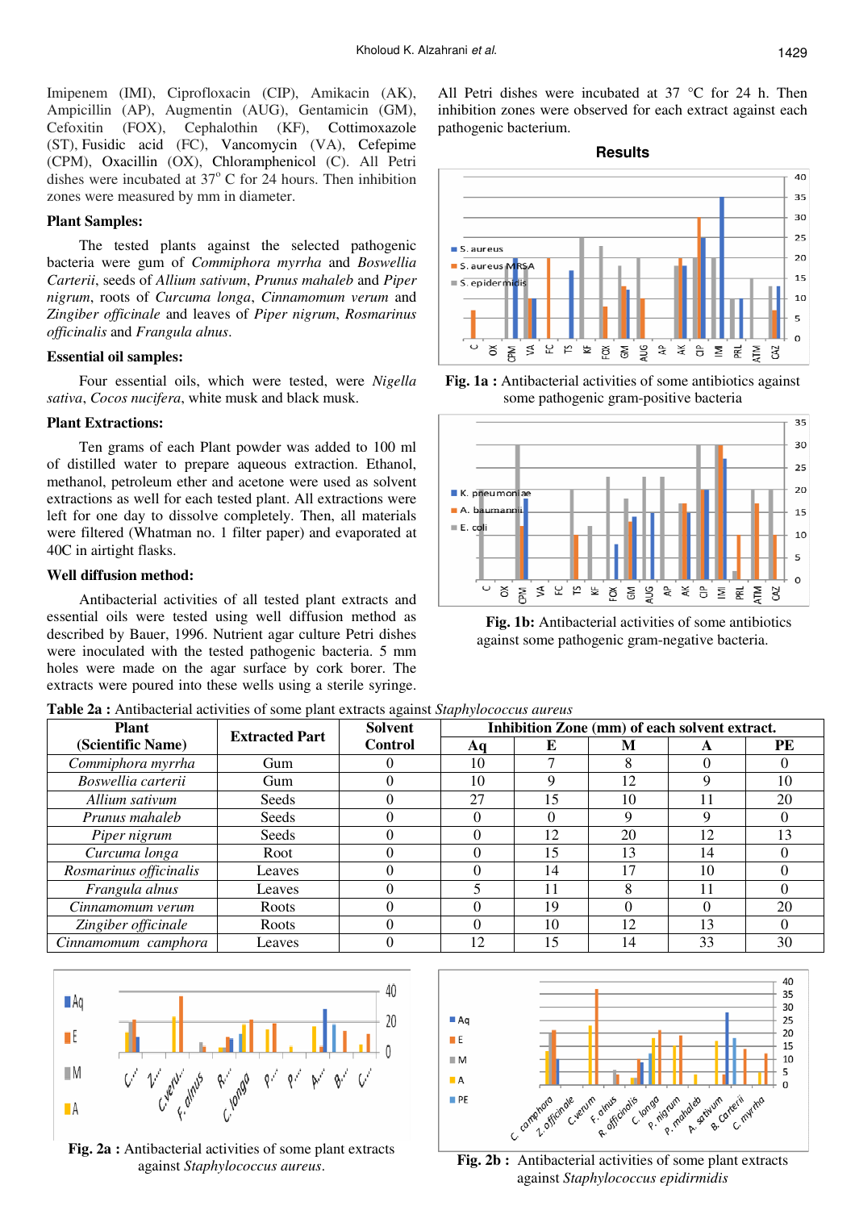Imipenem (IMI), Ciprofloxacin (CIP), Amikacin (AK), Ampicillin (AP), Augmentin (AUG), Gentamicin (GM), Cefoxitin (FOX), Cephalothin (KF), Cottimoxazole (ST), Fusidic acid (FC), Vancomycin (VA), Cefepime (CPM), Oxacillin (OX), Chloramphenicol (C). All Petri dishes were incubated at 37° C for 24 hours. Then inhibition zones were measured by mm in diameter.

**Plant Samples:**

The tested plants against the selected pathogenic bacteria were gum of *Commiphora myrrha* and *Boswellia Carterii*, seeds of *Allium sativum*, *Prunus mahaleb* and *Piper nigrum*, roots of *Curcuma longa*, *Cinnamomum verum* and *Zingiber officinale* and leaves of *Piper nigrum*, *Rosmarinus officinalis* and *Frangula alnus*.

**Essential oil samples:**

Four essential oils, which were tested, were *Nigella sativa*, *Cocos nucifera*, white musk and black musk.

**Plant Extractions:**

Ten grams of each Plant powder was added to 100 ml of distilled water to prepare aqueous extraction. Ethanol, methanol, petroleum ether and acetone were used as solvent extractions as well for each tested plant. All extractions were left for one day to dissolve completely. Then, all materials were filtered (Whatman no. 1 filter paper) and evaporated at 40C in airtight flasks.

**Well diffusion method:**

Antibacterial activities of all tested plant extracts and essential oils were tested using well diffusion method as described by Bauer, 1996. Nutrient agar culture Petri dishes were inoculated with the tested pathogenic bacteria. 5 mm holes were made on the agar surface by cork borer. The extracts were poured into these wells using a sterile syringe. All Petri dishes were incubated at 37 °C for 24 h. Then inhibition zones were observed for each extract against each pathogenic bacterium.

## Results

**Fig. 1a :** Antibacterial activities of some antibiotics against some pathogenic gram-positive bacteria

**Fig. 1b:** Antibacterial activities of some antibiotics against some pathogenic gram-negative bacteria.

**Table 2a :** Antibacterial activities of some plant extracts against *Staphylococcus aureus*

| Plant (Scientific Name) | Extracted Part | Solvent Control | Inhibition Zone (mm) of each solvent extract. | | | | |
|---|---|---|---|---|---|---|---|
| | | | Aq | E | M | A | PE |
| *Commiphora myrrha* | Gum | 0 | 10 | 7 | 8 | 0 | 0 |
| *Boswellia carterii* | Gum | 0 | 10 | 9 | 12 | 9 | 10 |
| *Allium sativum* | Seeds | 0 | 27 | 15 | 10 | 11 | 20 |
| *Prunus mahaleb* | Seeds | 0 | 0 | 0 | 9 | 9 | 0 |
| *Piper nigrum* | Seeds | 0 | 0 | 12 | 20 | 12 | 13 |
| *Curcuma longa* | Root | 0 | 0 | 15 | 13 | 14 | 0 |
| *Rosmarinus officinalis* | Leaves | 0 | 0 | 14 | 17 | 10 | 0 |
| *Frangula alnus* | Leaves | 0 | 5 | 11 | 8 | 11 | 0 |
| *Cinnamomum verum* | Roots | 0 | 0 | 19 | 0 | 0 | 20 |
| *Zingiber officinale* | Roots | 0 | 0 | 10 | 12 | 13 | 0 |
| *Cinnamomum camphora* | Leaves | 0 | 12 | 15 | 14 | 33 | 30 |

**Fig. 2a :** Antibacterial activities of some plant extracts against *Staphylococcus aureus*.

**Fig. 2b :** Antibacterial activities of some plant extracts against *Staphylococcus epidirmidis*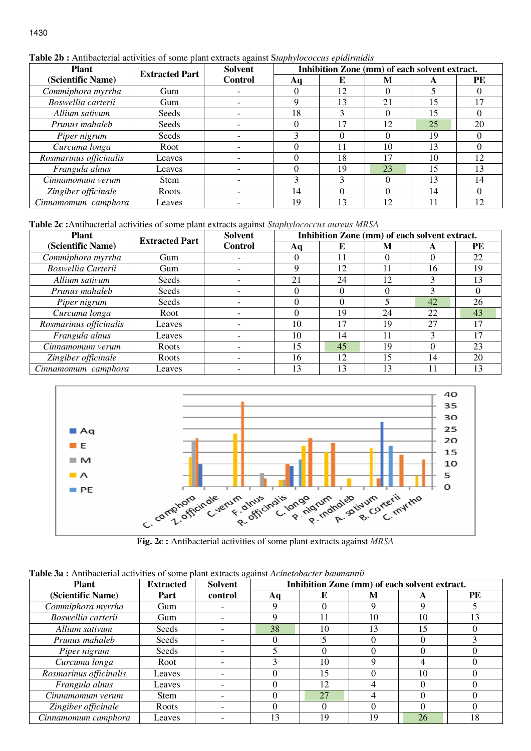**Table 2b :** Antibacterial activities of some plant extracts against S*taphylococcus epidirmidis*

| Plant (Scientific Name) | Extracted Part | Solvent Control | Inhibition Zone (mm) of each solvent extract. | | | | |
|---|---|---|---|---|---|---|---|
| | | | Aq | E | M | A | PE |
| *Commiphora myrrha* | Gum | - | 0 | 12 | 0 | 5 | 0 |
| *Boswellia carterii* | Gum | - | 9 | 13 | 21 | 15 | 17 |
| *Allium sativum* | Seeds | - | 18 | 3 | 0 | 15 | 0 |
| *Prunus mahaleb* | Seeds | - | 0 | 17 | 12 | 25 | 20 |
| *Piper nigrum* | Seeds | - | 3 | 0 | 0 | 19 | 0 |
| *Curcuma longa* | Root | - | 0 | 11 | 10 | 13 | 0 |
| *Rosmarinus officinalis* | Leaves | - | 0 | 18 | 17 | 10 | 12 |
| *Frangula alnus* | Leaves | - | 0 | 19 | 23 | 15 | 13 |
| *Cinnamomum verum* | Stem | - | 3 | 3 | 0 | 13 | 14 |
| *Zingiber officinale* | Roots | - | 14 | 0 | 0 | 14 | 0 |
| *Cinnamomum camphora* | Leaves | - | 19 | 13 | 12 | 11 | 12 |

**Table 2c :** Antibacterial activities of some plant extracts against *Staphylococcus aureus MRSA*

| Plant (Scientific Name) | Extracted Part | Solvent Control | Inhibition Zone (mm) of each solvent extract. | | | | |
|---|---|---|---|---|---|---|---|
| | | | Aq | E | M | A | PE |
| *Commiphora myrrha* | Gum | - | 0 | 11 | 0 | 0 | 22 |
| *Boswellia Carterii* | Gum | - | 9 | 12 | 11 | 16 | 19 |
| *Allium sativum* | Seeds | - | 21 | 24 | 12 | 3 | 13 |
| *Prunus mahaleb* | Seeds | - | 0 | 0 | 0 | 3 | 0 |
| *Piper nigrum* | Seeds | - | 0 | 0 | 5 | 42 | 26 |
| *Curcuma longa* | Root | - | 0 | 19 | 24 | 22 | 43 |
| *Rosmarinus officinalis* | Leaves | - | 10 | 17 | 19 | 27 | 17 |
| *Frangula alnus* | Leaves | - | 10 | 14 | 11 | 3 | 17 |
| *Cinnamomum verum* | Roots | - | 15 | 45 | 19 | 0 | 23 |
| *Zingiber officinale* | Roots | - | 16 | 12 | 15 | 14 | 20 |
| *Cinnamomum camphora* | Leaves | - | 13 | 13 | 13 | 11 | 13 |

**Fig. 2c :** Antibacterial activities of some plant extracts against *MRSA*

**Table 3a :** Antibacterial activities of some plant extracts against *Acinetobacter baumannii*

| Plant (Scientific Name) | Extracted Part | Solvent control | Inhibition Zone (mm) of each solvent extract. | | | | |
|---|---|---|---|---|---|---|---|
| | | | Aq | E | M | A | PE |
| *Commiphora myrrha* | Gum | - | 9 | 0 | 9 | 9 | 5 |
| *Boswellia carterii* | Gum | - | 9 | 11 | 10 | 10 | 13 |
| *Allium sativum* | Seeds | - | 38 | 10 | 13 | 15 | 0 |
| *Prunus mahaleb* | Seeds | - | 0 | 5 | 0 | 0 | 3 |
| *Piper nigrum* | Seeds | - | 5 | 0 | 0 | 0 | 0 |
| *Curcuma longa* | Root | - | 3 | 10 | 9 | 4 | 0 |
| *Rosmarinus officinalis* | Leaves | - | 0 | 15 | 0 | 10 | 0 |
| *Frangula alnus* | Leaves | - | 0 | 12 | 4 | 0 | 0 |
| *Cinnamomum verum* | Stem | - | 0 | 27 | 4 | 0 | 0 |
| *Zingiber officinale* | Roots | - | 0 | 0 | 0 | 0 | 0 |
| *Cinnamomum camphora* | Leaves | - | 13 | 19 | 19 | 26 | 18 |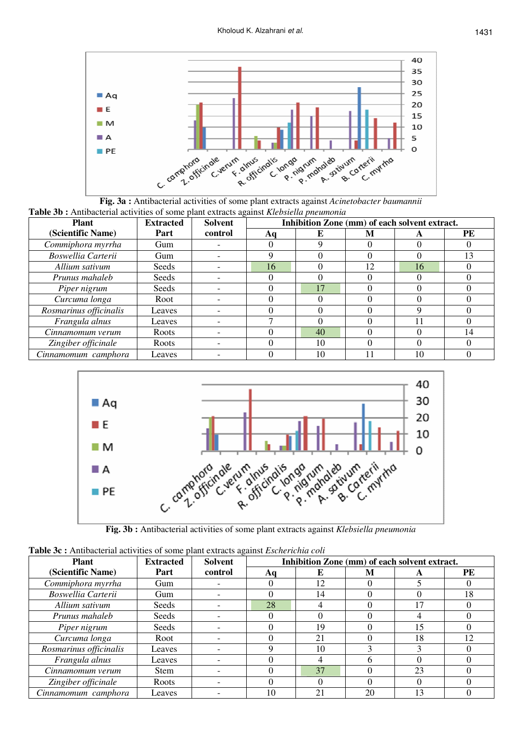**Fig. 3a :** Antibacterial activities of some plant extracts against *Acinetobacter baumannii*

**Table 3b :** Antibacterial activities of some plant extracts against *Klebsiella pneumonia*

| Plant (Scientific Name) | Extracted Part | Solvent control | Inhibition Zone (mm) of each solvent extract. | | | | |
|---|---|---|---|---|---|---|---|
| | | | Aq | E | M | A | PE |
| *Commiphora myrrha* | Gum | - | 0 | 9 | 0 | 0 | 0 |
| *Boswellia Carterii* | Gum | - | 9 | 0 | 0 | 0 | 13 |
| *Allium sativum* | Seeds | - | 16 | 0 | 12 | 16 | 0 |
| *Prunus mahaleb* | Seeds | - | 0 | 0 | 0 | 0 | 0 |
| *Piper nigrum* | Seeds | - | 0 | 17 | 0 | 0 | 0 |
| *Curcuma longa* | Root | - | 0 | 0 | 0 | 0 | 0 |
| *Rosmarinus officinalis* | Leaves | - | 0 | 0 | 0 | 9 | 0 |
| *Frangula alnus* | Leaves | - | 7 | 0 | 0 | 11 | 0 |
| *Cinnamomum verum* | Roots | - | 0 | 40 | 0 | 0 | 14 |
| *Zingiber officinale* | Roots | - | 0 | 10 | 0 | 0 | 0 |
| *Cinnamomum camphora* | Leaves | - | 0 | 10 | 11 | 10 | 0 |

**Fig. 3b :** Antibacterial activities of some plant extracts against *Klebsiella pneumonia*

**Table 3c :** Antibacterial activities of some plant extracts against *Escherichia coli*

| Plant (Scientific Name) | Extracted Part | Solvent control | Inhibition Zone (mm) of each solvent extract. | | | | |
|---|---|---|---|---|---|---|---|
| | | | Aq | E | M | A | PE |
| *Commiphora myrrha* | Gum | - | 0 | 12 | 0 | 5 | 0 |
| *Boswellia Carterii* | Gum | - | 0 | 14 | 0 | 0 | 18 |
| *Allium sativum* | Seeds | - | 28 | 4 | 0 | 17 | 0 |
| *Prunus mahaleb* | Seeds | - | 0 | 0 | 0 | 4 | 0 |
| *Piper nigrum* | Seeds | - | 0 | 19 | 0 | 15 | 0 |
| *Curcuma longa* | Root | - | 0 | 21 | 0 | 18 | 12 |
| *Rosmarinus officinalis* | Leaves | - | 9 | 10 | 3 | 3 | 0 |
| *Frangula alnus* | Leaves | - | 0 | 4 | 6 | 0 | 0 |
| *Cinnamomum verum* | Stem | - | 0 | 37 | 0 | 23 | 0 |
| *Zingiber officinale* | Roots | - | 0 | 0 | 0 | 0 | 0 |
| *Cinnamomum camphora* | Leaves | - | 10 | 21 | 20 | 13 | 0 |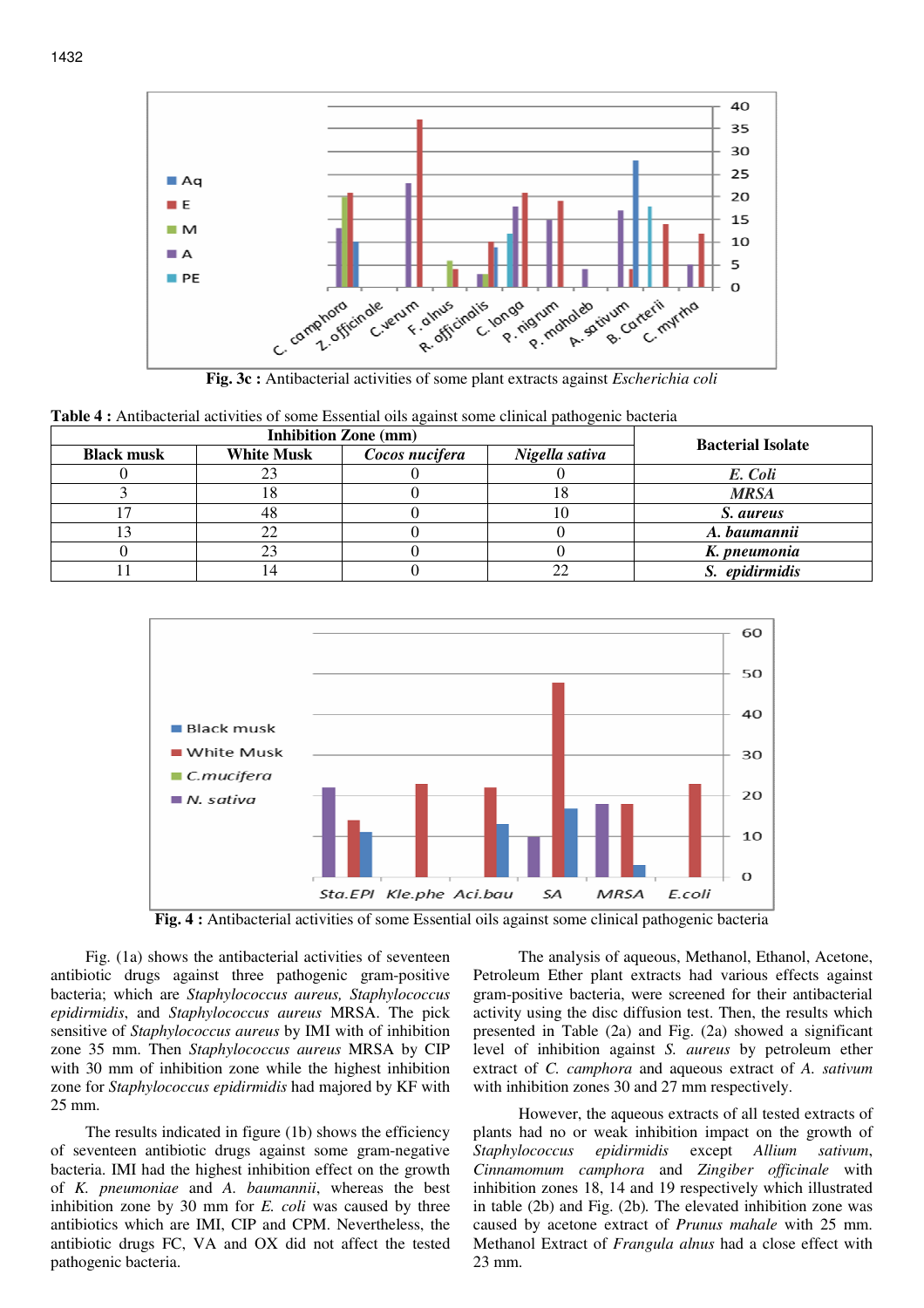**Fig. 3c :** Antibacterial activities of some plant extracts against *Escherichia coli*

**Table 4 :** Antibacterial activities of some Essential oils against some clinical pathogenic bacteria

| Inhibition Zone (mm) | | | | Bacterial Isolate |
|---|---|---|---|---|
| **Black musk** | **White Musk** | ***Cocos nucifera*** | ***Nigella sativa*** | |
| 0 | 23 | 0 | 0 | ***E. Coli*** |
| 3 | 18 | 0 | 18 | ***MRSA*** |
| 17 | 48 | 0 | 10 | ***S. aureus*** |
| 13 | 22 | 0 | 0 | ***A. baumannii*** |
| 0 | 23 | 0 | 0 | ***K. pneumonia*** |
| 11 | 14 | 0 | 22 | ***S. epidirmidis*** |

**Fig. 4 :** Antibacterial activities of some Essential oils against some clinical pathogenic bacteria

Fig. (1a) shows the antibacterial activities of seventeen antibiotic drugs against three pathogenic gram-positive bacteria; which are *Staphylococcus aureus, Staphylococcus epidirmidis*, and *Staphylococcus aureus* MRSA. The pick sensitive of *Staphylococcus aureus* by IMI with of inhibition zone 35 mm. Then *Staphylococcus aureus* MRSA by CIP with 30 mm of inhibition zone while the highest inhibition zone for *Staphylococcus epidirmidis* had majored by KF with 25 mm.

The results indicated in figure (1b) shows the efficiency of seventeen antibiotic drugs against some gram-negative bacteria. IMI had the highest inhibition effect on the growth of *K. pneumoniae* and *A. baumannii*, whereas the best inhibition zone by 30 mm for *E. coli* was caused by three antibiotics which are IMI, CIP and CPM. Nevertheless, the antibiotic drugs FC, VA and OX did not affect the tested pathogenic bacteria.

The analysis of aqueous, Methanol, Ethanol, Acetone, Petroleum Ether plant extracts had various effects against gram-positive bacteria, were screened for their antibacterial activity using the disc diffusion test. Then, the results which presented in Table (2a) and Fig. (2a) showed a significant level of inhibition against *S. aureus* by petroleum ether extract of *C. camphora* and aqueous extract of *A. sativum* with inhibition zones 30 and 27 mm respectively.

However, the aqueous extracts of all tested extracts of plants had no or weak inhibition impact on the growth of *Staphylococcus epidirmidis* except *Allium sativum*, *Cinnamomum camphora* and *Zingiber officinale* with inhibition zones 18, 14 and 19 respectively which illustrated in table (2b) and Fig. (2b). The elevated inhibition zone was caused by acetone extract of *Prunus mahale* with 25 mm. Methanol Extract of *Frangula alnus* had a close effect with 23 mm.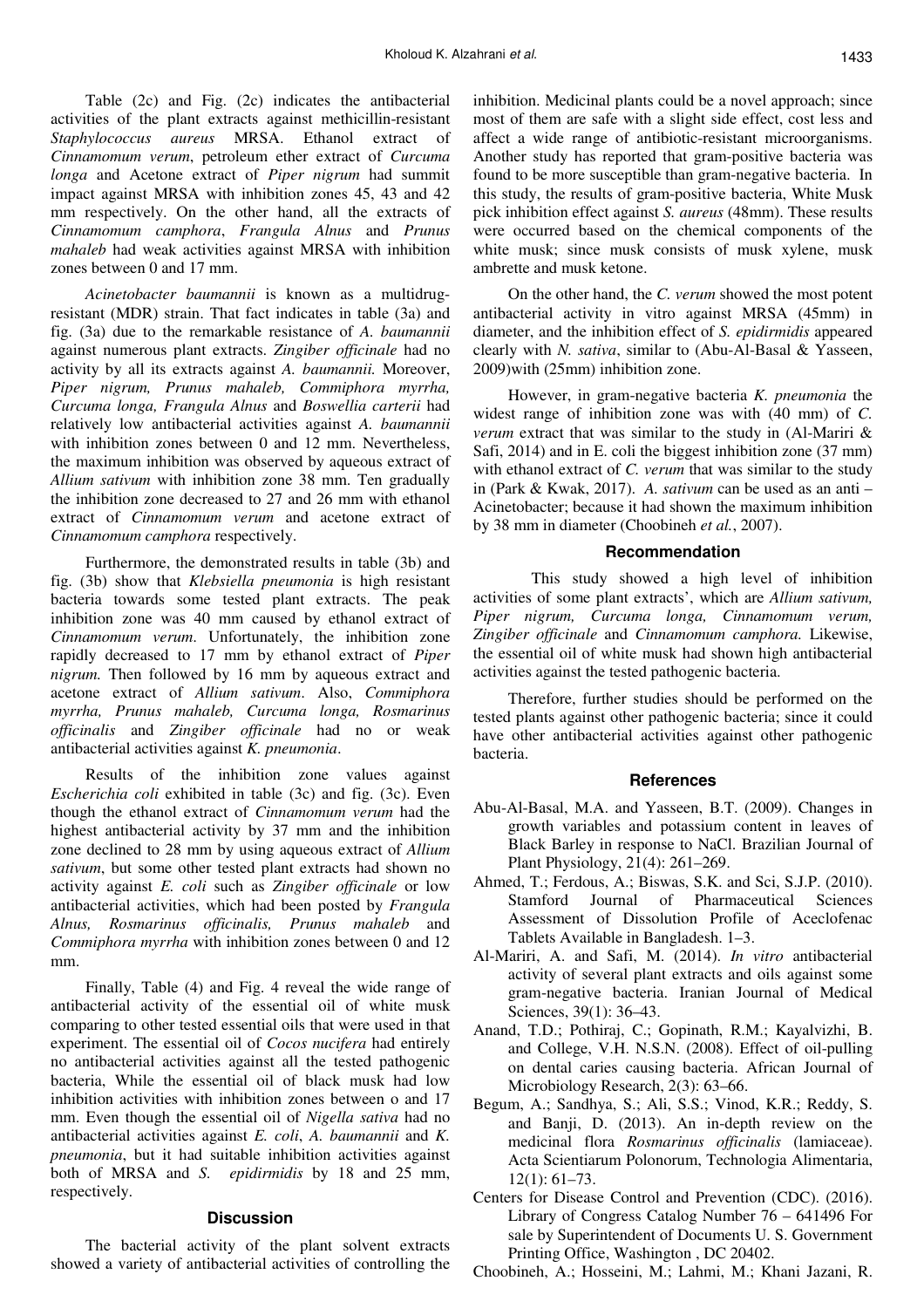Table (2c) and Fig. (2c) indicates the antibacterial activities of the plant extracts against methicillin-resistant *Staphylococcus aureus* MRSA. Ethanol extract of *Cinnamomum verum*, petroleum ether extract of *Curcuma longa* and Acetone extract of *Piper nigrum* had summit impact against MRSA with inhibition zones 45, 43 and 42 mm respectively. On the other hand, all the extracts of *Cinnamomum camphora*, *Frangula Alnus* and *Prunus mahaleb* had weak activities against MRSA with inhibition zones between 0 and 17 mm.

*Acinetobacter baumannii* is known as a multidrug-resistant (MDR) strain. That fact indicates in table (3a) and fig. (3a) due to the remarkable resistance of *A. baumannii* against numerous plant extracts. *Zingiber officinale* had no activity by all its extracts against *A. baumannii.* Moreover, *Piper nigrum, Prunus mahaleb, Commiphora myrrha, Curcuma longa, Frangula Alnus* and *Boswellia carterii* had relatively low antibacterial activities against *A. baumannii* with inhibition zones between 0 and 12 mm. Nevertheless, the maximum inhibition was observed by aqueous extract of *Allium sativum* with inhibition zone 38 mm. Ten gradually the inhibition zone decreased to 27 and 26 mm with ethanol extract of *Cinnamomum verum* and acetone extract of *Cinnamomum camphora* respectively.

Furthermore, the demonstrated results in table (3b) and fig. (3b) show that *Klebsiella pneumonia* is high resistant bacteria towards some tested plant extracts. The peak inhibition zone was 40 mm caused by ethanol extract of *Cinnamomum verum*. Unfortunately, the inhibition zone rapidly decreased to 17 mm by ethanol extract of *Piper nigrum.* Then followed by 16 mm by aqueous extract and acetone extract of *Allium sativum*. Also, *Commiphora myrrha, Prunus mahaleb, Curcuma longa, Rosmarinus officinalis* and *Zingiber officinale* had no or weak antibacterial activities against *K. pneumonia*.

Results of the inhibition zone values against *Escherichia coli* exhibited in table (3c) and fig. (3c). Even though the ethanol extract of *Cinnamomum verum* had the highest antibacterial activity by 37 mm and the inhibition zone declined to 28 mm by using aqueous extract of *Allium sativum*, but some other tested plant extracts had shown no activity against *E. coli* such as *Zingiber officinale* or low antibacterial activities, which had been posted by *Frangula Alnus, Rosmarinus officinalis, Prunus mahaleb* and *Commiphora myrrha* with inhibition zones between 0 and 12 mm.

Finally, Table (4) and Fig. 4 reveal the wide range of antibacterial activity of the essential oil of white musk comparing to other tested essential oils that were used in that experiment. The essential oil of *Cocos nucifera* had entirely no antibacterial activities against all the tested pathogenic bacteria, While the essential oil of black musk had low inhibition activities with inhibition zones between o and 17 mm. Even though the essential oil of *Nigella sativa* had no antibacterial activities against *E. coli*, *A. baumannii* and *K. pneumonia*, but it had suitable inhibition activities against both of MRSA and *S. epidirmidis* by 18 and 25 mm, respectively.

## Discussion

The bacterial activity of the plant solvent extracts showed a variety of antibacterial activities of controlling the inhibition. Medicinal plants could be a novel approach; since most of them are safe with a slight side effect, cost less and affect a wide range of antibiotic-resistant microorganisms. Another study has reported that gram-positive bacteria was found to be more susceptible than gram-negative bacteria. In this study, the results of gram-positive bacteria, White Musk pick inhibition effect against *S. aureus* (48mm). These results were occurred based on the chemical components of the white musk; since musk consists of musk xylene, musk ambrette and musk ketone.

On the other hand, the *C. verum* showed the most potent antibacterial activity in vitro against MRSA (45mm) in diameter, and the inhibition effect of *S. epidirmidis* appeared clearly with *N. sativa*, similar to (Abu-Al-Basal & Yasseen, 2009)with (25mm) inhibition zone.

However, in gram-negative bacteria *K. pneumonia* the widest range of inhibition zone was with (40 mm) of *C. verum* extract that was similar to the study in (Al-Mariri & Safi, 2014) and in E. coli the biggest inhibition zone (37 mm) with ethanol extract of *C. verum* that was similar to the study in (Park & Kwak, 2017). *A. sativum* can be used as an anti – Acinetobacter; because it had shown the maximum inhibition by 38 mm in diameter (Choobineh *et al.*, 2007).

## Recommendation

This study showed a high level of inhibition activities of some plant extracts', which are *Allium sativum, Piper nigrum, Curcuma longa, Cinnamomum verum, Zingiber officinale* and *Cinnamomum camphora.* Likewise, the essential oil of white musk had shown high antibacterial activities against the tested pathogenic bacteria.

Therefore, further studies should be performed on the tested plants against other pathogenic bacteria; since it could have other antibacterial activities against other pathogenic bacteria.

## References

Abu-Al-Basal, M.A. and Yasseen, B.T. (2009). Changes in growth variables and potassium content in leaves of Black Barley in response to NaCl. Brazilian Journal of Plant Physiology, 21(4): 261–269.

Ahmed, T.; Ferdous, A.; Biswas, S.K. and Sci, S.J.P. (2010). Stamford Journal of Pharmaceutical Sciences Assessment of Dissolution Profile of Aceclofenac Tablets Available in Bangladesh. 1–3.

Al-Mariri, A. and Safi, M. (2014). *In vitro* antibacterial activity of several plant extracts and oils against some gram-negative bacteria. Iranian Journal of Medical Sciences, 39(1): 36–43.

Anand, T.D.; Pothiraj, C.; Gopinath, R.M.; Kayalvizhi, B. and College, V.H. N.S.N. (2008). Effect of oil-pulling on dental caries causing bacteria. African Journal of Microbiology Research, 2(3): 63–66.

Begum, A.; Sandhya, S.; Ali, S.S.; Vinod, K.R.; Reddy, S. and Banji, D. (2013). An in-depth review on the medicinal flora *Rosmarinus officinalis* (lamiaceae). Acta Scientiarum Polonorum, Technologia Alimentaria, 12(1): 61–73.

Centers for Disease Control and Prevention (CDC). (2016). Library of Congress Catalog Number 76 – 641496 For sale by Superintendent of Documents U. S. Government Printing Office, Washington , DC 20402.

Choobineh, A.; Hosseini, M.; Lahmi, M.; Khani Jazani, R.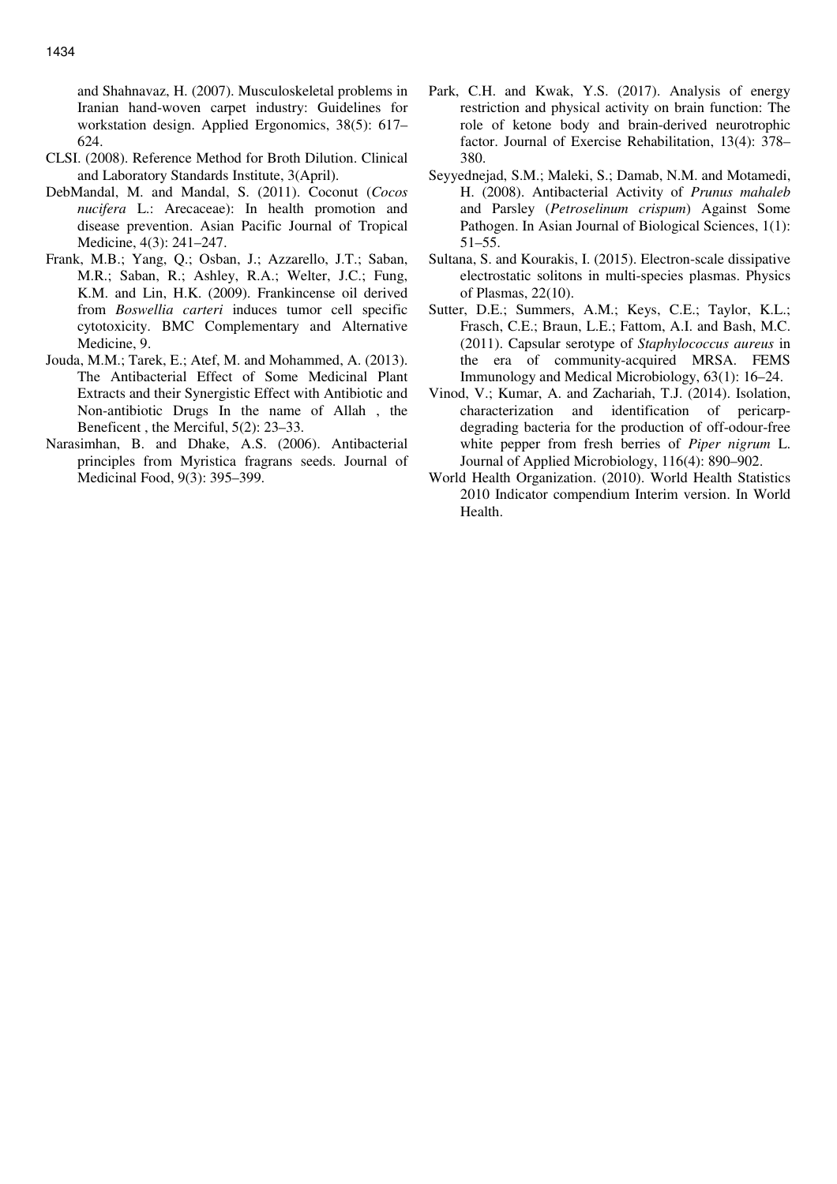and Shahnavaz, H. (2007). Musculoskeletal problems in Iranian hand-woven carpet industry: Guidelines for workstation design. Applied Ergonomics, 38(5): 617–624.

CLSI. (2008). Reference Method for Broth Dilution. Clinical and Laboratory Standards Institute, 3(April).

DebMandal, M. and Mandal, S. (2011). Coconut (*Cocos nucifera* L.: Arecaceae): In health promotion and disease prevention. Asian Pacific Journal of Tropical Medicine, 4(3): 241–247.

Frank, M.B.; Yang, Q.; Osban, J.; Azzarello, J.T.; Saban, M.R.; Saban, R.; Ashley, R.A.; Welter, J.C.; Fung, K.M. and Lin, H.K. (2009). Frankincense oil derived from *Boswellia carteri* induces tumor cell specific cytotoxicity. BMC Complementary and Alternative Medicine, 9.

Jouda, M.M.; Tarek, E.; Atef, M. and Mohammed, A. (2013). The Antibacterial Effect of Some Medicinal Plant Extracts and their Synergistic Effect with Antibiotic and Non-antibiotic Drugs In the name of Allah , the Beneficent , the Merciful, 5(2): 23–33.

Narasimhan, B. and Dhake, A.S. (2006). Antibacterial principles from Myristica fragrans seeds. Journal of Medicinal Food, 9(3): 395–399.

Park, C.H. and Kwak, Y.S. (2017). Analysis of energy restriction and physical activity on brain function: The role of ketone body and brain-derived neurotrophic factor. Journal of Exercise Rehabilitation, 13(4): 378–380.

Seyyednejad, S.M.; Maleki, S.; Damab, N.M. and Motamedi, H. (2008). Antibacterial Activity of *Prunus mahaleb* and Parsley (*Petroselinum crispum*) Against Some Pathogen. In Asian Journal of Biological Sciences, 1(1): 51–55.

Sultana, S. and Kourakis, I. (2015). Electron-scale dissipative electrostatic solitons in multi-species plasmas. Physics of Plasmas, 22(10).

Sutter, D.E.; Summers, A.M.; Keys, C.E.; Taylor, K.L.; Frasch, C.E.; Braun, L.E.; Fattom, A.I. and Bash, M.C. (2011). Capsular serotype of *Staphylococcus aureus* in the era of community-acquired MRSA. FEMS Immunology and Medical Microbiology, 63(1): 16–24.

Vinod, V.; Kumar, A. and Zachariah, T.J. (2014). Isolation, characterization and identification of pericarp-degrading bacteria for the production of off-odour-free white pepper from fresh berries of *Piper nigrum* L. Journal of Applied Microbiology, 116(4): 890–902.

World Health Organization. (2010). World Health Statistics 2010 Indicator compendium Interim version. In World Health.